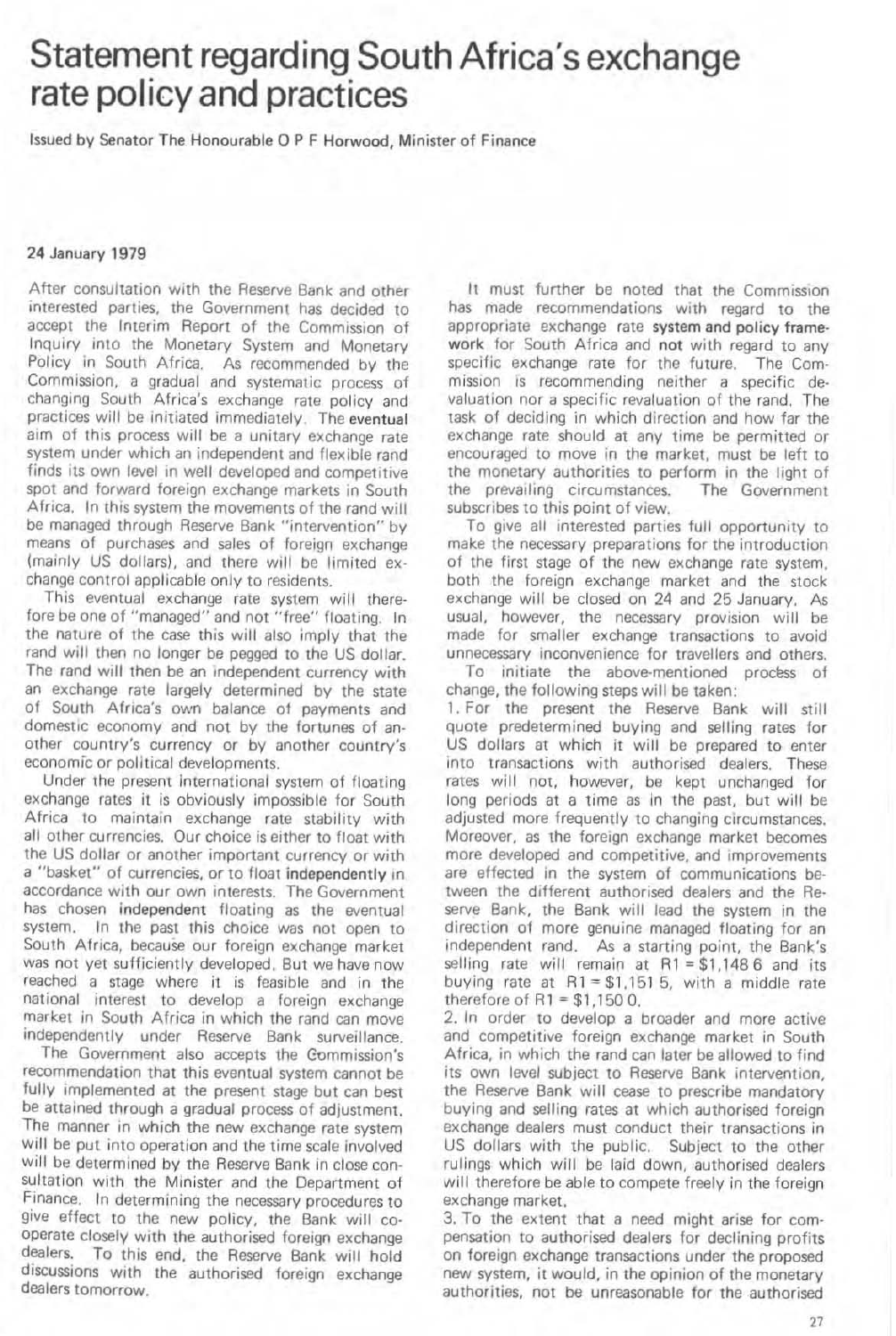# Statement regarding South Africa's exchange rate policy and practices

Issued by Senator The Honourable O P F Horwood, Minister of Finance

**24 January 1979**

After consultation with the Reserve Bank and other interested parties, the Government has decided to accept the Interim Report of the Commission of Inquiry into the Monetary System and Monetary Policy in South Africa. As recommended by the Commission, a gradual and systematic process of changing South Africa's exchange rate policy and practices will be initiated immediately. The **eventual** aim of this process will be a unitary exchange rate system under which an independent and flexible rand finds its own level in well developed and competitive spot and forward foreign exchange markets in South Africa. In this system the movements of the rand will be managed through Reserve Bank "intervention" by means of purchases and sales of foreign exchange (mainly US dollars), and there will be limited exchange control applicable only to residents.

This eventual exchange rate system will therefore be one of "managed" and not "free" floating. In the nature of the case this will also imply that the rand will then no longer be pegged to the US dollar. The rand will then be an independent currency with an exchange rate largely determined by the state of South Africa's own balance of payments and domestic economy and not by the fortunes of another country's currency or by another country's economic or political developments.

Under the present international system of floating exchange rates it is obviously impossible for South Africa to maintain exchange rate stability with all other currencies. Our choice is either to float with the US dollar or another important currency or with a "basket" of currencies, or to float **independently** in accordance with our own interests. The Government has chosen **independent** floating as the eventual system. In the past this choice was not open to South Africa, because our foreign exchange market was not yet sufficiently developed. But we have now reached a stage where it is feasible and in the national interest to develop a foreign exchange market in South Africa in which the rand can move independently under Reserve Bank surveillance.

The Government also accepts the Commission's recommendation that this eventual system cannot be fully implemented at the present stage but can best be attained through a gradual process of adjustment. The manner in which the new exchange rate system will be put into operation and the time scale involved will be determined by the Reserve Bank in close consultation with the Minister and the Department of Finance. In determining the necessary procedures to give effect to the new policy, the Bank will co-operate closely with the authorised foreign exchange dealers. To this end, the Reserve Bank will hold discussions with the authorised foreign exchange dealers tomorrow.

It must further be noted that the Commission has made recommendations with regard to the appropriate exchange rate **system and policy framework** for South Africa and **not** with regard to any specific exchange rate for the future. The Commission is recommending neither a specific devaluation nor a specific revaluation of the rand. The task of deciding in which direction and how far the exchange rate should at any time be permitted or encouraged to move in the market, must be left to the monetary authorities to perform in the light of the prevailing circumstances. The Government subscribes to this point of view.

To give all interested parties full opportunity to make the necessary preparations for the introduction of the first stage of the new exchange rate system, both the foreign exchange market and the stock exchange will be closed on 24 and 25 January. As usual, however, the necessary provision will be made for smaller exchange transactions to avoid unnecessary inconvenience for travellers and others.

To initiate the above-mentioned process of change, the following steps will be taken:

1. For the present the Reserve Bank will still quote predetermined buying and selling rates for US dollars at which it will be prepared to enter into transactions with authorised dealers. These rates will not, however, be kept unchanged for long periods at a time as in the past, but will be adjusted more frequently to changing circumstances. Moreover, as the foreign exchange market becomes more developed and competitive, and improvements are effected in the system of communications between the different authorised dealers and the Reserve Bank, the Bank will lead the system in the direction of more genuine managed floating for an independent rand. As a starting point, the Bank's selling rate will remain at R1 = $1,148 6 and its buying rate at R1 = $1,151 5, with a middle rate therefore of R1 = $1,150 0.
2. In order to develop a broader and more active and competitive foreign exchange market in South Africa, in which the rand can later be allowed to find its own level subject to Reserve Bank intervention, the Reserve Bank will cease to prescribe mandatory buying and selling rates at which authorised foreign exchange dealers must conduct their transactions in US dollars with the public. Subject to the other rulings which will be laid down, authorised dealers will therefore be able to compete freely in the foreign exchange market.
3. To the extent that a need might arise for compensation to authorised dealers for declining profits on foreign exchange transactions under the proposed new system, it would, in the opinion of the monetary authorities, not be unreasonable for the authorised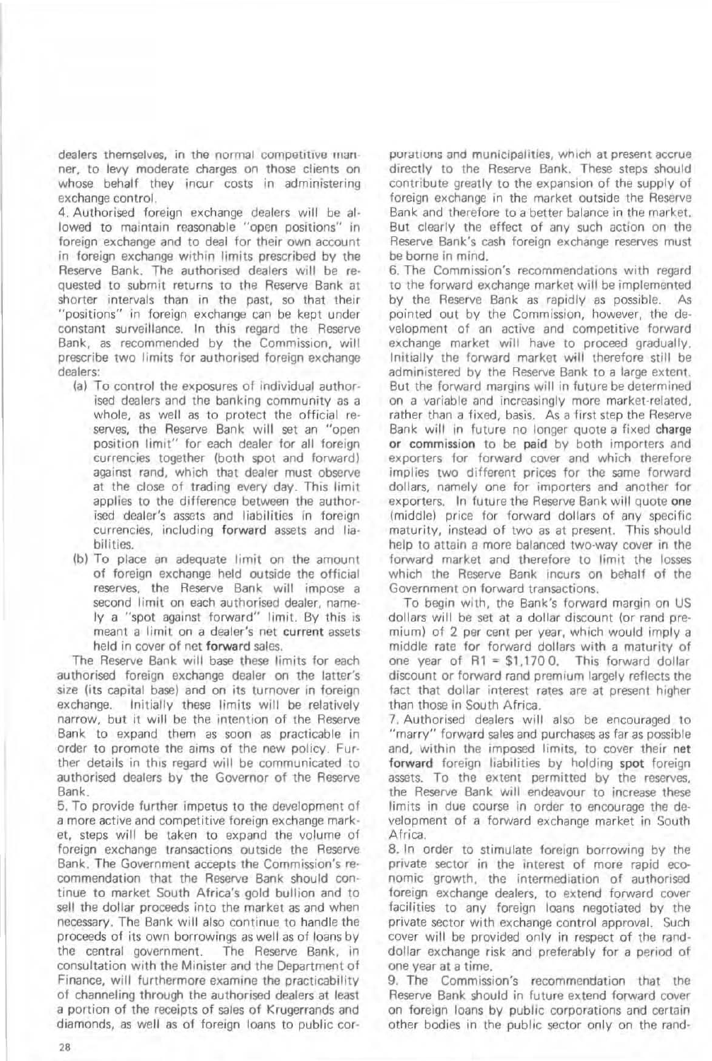dealers themselves, in the normal competitive manner, to levy moderate charges on those clients on whose behalf they incur costs in administering exchange control.

4. Authorised foreign exchange dealers will be allowed to maintain reasonable "open positions" in foreign exchange and to deal for their own account in foreign exchange within limits prescribed by the Reserve Bank. The authorised dealers will be requested to submit returns to the Reserve Bank at shorter intervals than in the past, so that their "positions" in foreign exchange can be kept under constant surveillance. In this regard the Reserve Bank, as recommended by the Commission, will prescribe two limits for authorised foreign exchange dealers:

(a) To control the exposures of individual authorised dealers and the banking community as a whole, as well as to protect the official reserves, the Reserve Bank will set an "open position limit" for each dealer for all foreign currencies together (both spot and forward) against rand, which that dealer must observe at the close of trading every day. This limit applies to the difference between the authorised dealer's assets and liabilities in foreign currencies, including **forward** assets and liabilities.

(b) To place an adequate limit on the amount of foreign exchange held outside the official reserves, the Reserve Bank will impose a second limit on each authorised dealer, namely a "spot against forward" limit. By this is meant a limit on a dealer's net **current** assets held in cover of net **forward** sales.

The Reserve Bank will base these limits for each authorised foreign exchange dealer on the latter's size (its capital base) and on its turnover in foreign exchange. Initially these limits will be relatively narrow, but it will be the intention of the Reserve Bank to expand them as soon as practicable in order to promote the aims of the new policy. Further details in this regard will be communicated to authorised dealers by the Governor of the Reserve Bank.

5. To provide further impetus to the development of a more active and competitive foreign exchange market, steps will be taken to expand the volume of foreign exchange transactions outside the Reserve Bank. The Government accepts the Commission's recommendation that the Reserve Bank should continue to market South Africa's gold bullion and to sell the dollar proceeds into the market as and when necessary. The Bank will also continue to handle the proceeds of its own borrowings as well as of loans by the central government. The Reserve Bank, in consultation with the Minister and the Department of Finance, will furthermore examine the practicability of channeling through the authorised dealers at least a portion of the receipts of sales of Krugerrands and diamonds, as well as of foreign loans to public corporations and municipalities, which at present accrue directly to the Reserve Bank. These steps should contribute greatly to the expansion of the supply of foreign exchange in the market outside the Reserve Bank and therefore to a better balance in the market. But clearly the effect of any such action on the Reserve Bank's cash foreign exchange reserves must be borne in mind.

6. The Commission's recommendations with regard to the forward exchange market will be implemented by the Reserve Bank as rapidly as possible. As pointed out by the Commission, however, the development of an active and competitive forward exchange market will have to proceed gradually. Initially the forward market will therefore still be administered by the Reserve Bank to a large extent. But the forward margins will in future be determined on a variable and increasingly more market-related, rather than a fixed, basis. As a first step the Reserve Bank will in future no longer quote a fixed **charge or commission** to be **paid** by both importers and exporters for forward cover and which therefore implies two different prices for the same forward dollars, namely one for importers and another for exporters. In future the Reserve Bank will quote **one** (middle) price for forward dollars of any specific maturity, instead of two as at present. This should help to attain a more balanced two-way cover in the forward market and therefore to limit the losses which the Reserve Bank incurs on behalf of the Government on forward transactions.

To begin with, the Bank's forward margin on US dollars will be set at a dollar discount (or rand premium) of 2 per cent per year, which would imply a middle rate for forward dollars with a maturity of one year of R1 = $1,170 0. This forward dollar discount or forward rand premium largely reflects the fact that dollar interest rates are at present higher than those in South Africa.

7. Authorised dealers will also be encouraged to "marry" forward sales and purchases as far as possible and, within the imposed limits, to cover their **net forward** foreign liabilities by holding **spot** foreign assets. To the extent permitted by the reserves, the Reserve Bank will endeavour to increase these limits in due course in order to encourage the development of a forward exchange market in South Africa.

8. In order to stimulate foreign borrowing by the private sector in the interest of more rapid economic growth, the intermediation of authorised foreign exchange dealers, to extend forward cover facilities to any foreign loans negotiated by the private sector with exchange control approval. Such cover will be provided only in respect of the rand-dollar exchange risk and preferably for a period of one year at a time.

9. The Commission's recommendation that the Reserve Bank should in future extend forward cover on foreign loans by public corporations and certain other bodies in the public sector only on the rand-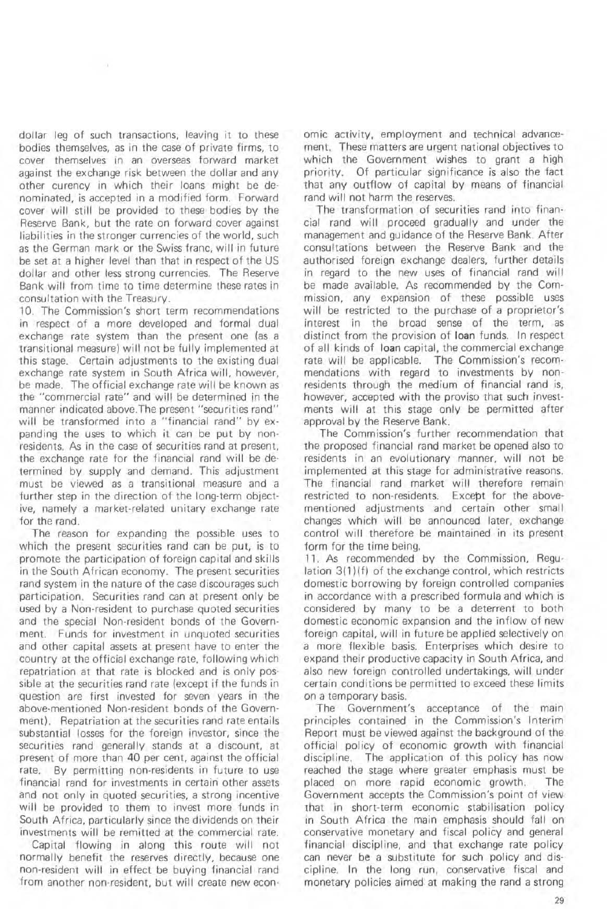dollar leg of such transactions, leaving it to these bodies themselves, as in the case of private firms, to cover themselves in an overseas forward market against the exchange risk between the dollar and any other curency in which their loans might be denominated, is accepted in a modified form. Forward cover will still be provided to these bodies by the Reserve Bank, but the rate on forward cover against liabilities in the stronger currencies of the world, such as the German mark or the Swiss franc, will in future be set at a higher level than that in respect of the US dollar and other less strong currencies. The Reserve Bank will from time to time determine these rates in consultation with the Treasury.

10. The Commission's short term recommendations in respect of a more developed and formal dual exchange rate system than the present one (as a transitional measure) will not be fully implemented at this stage. Certain adjustments to the existing dual exchange rate system in South Africa will, however, be made. The official exchange rate will be known as the "commercial rate" and will be determined in the manner indicated above. The present "securities rand" will be transformed into a "financial rand" by expanding the uses to which it can be put by non-residents. As in the case of securities rand at present, the exchange rate for the financial rand will be determined by supply and demand. This adjustment must be viewed as a transitional measure and a further step in the direction of the long-term objective, namely a market-related unitary exchange rate for the rand.

The reason for expanding the possible uses to which the present securities rand can be put, is to promote the participation of foreign capital and skills in the South African economy. The present securities rand system in the nature of the case discourages such participation. Securities rand can at present only be used by a Non-resident to purchase quoted securities and the special Non-resident bonds of the Government. Funds for investment in unquoted securities and other capital assets at present have to enter the country at the official exchange rate, following which repatriation at that rate is blocked and is only possible at the securities rand rate (except if the funds in question are first invested for seven years in the above-mentioned Non-resident bonds of the Government). Repatriation at the securities rand rate entails substantial losses for the foreign investor, since the securities rand generally stands at a discount, at present of more than 40 per cent, against the official rate. By permitting non-residents in future to use financial rand for investments in certain other assets and not only in quoted securities, a strong incentive will be provided to them to invest more funds in South Africa, particularly since the dividends on their investments will be remitted at the commercial rate.

Capital flowing in along this route will not normally benefit the reserves directly, because one non-resident will in effect be buying financial rand from another non-resident, but will create new economic activity, employment and technical advancement. These matters are urgent national objectives to which the Government wishes to grant a high priority. Of particular significance is also the fact that any outflow of capital by means of financial rand will not harm the reserves.

The transformation of securities rand into financial rand will proceed gradually and under the management and guidance of the Reserve Bank. After consultations between the Reserve Bank and the authorised foreign exchange dealers, further details in regard to the new uses of financial rand will be made available. As recommended by the Commission, any expansion of these possible uses will be restricted to the purchase of a proprietor's interest in the broad sense of the term, as distinct from the provision of loan funds. In respect of all kinds of loan capital, the commercial exchange rate will be applicable. The Commission's recommendations with regard to investments by non-residents through the medium of financial rand is, however, accepted with the proviso that such investments will at this stage only be permitted after approval by the Reserve Bank.

The Commission's further recommendation that the proposed financial rand market be opened also to residents in an evolutionary manner, will not be implemented at this stage for administrative reasons. The financial rand market will therefore remain restricted to non-residents. Except for the above-mentioned adjustments and certain other small changes which will be announced later, exchange control will therefore be maintained in its present form for the time being.

11. As recommended by the Commission, Regulation 3(1)(f) of the exchange control, which restricts domestic borrowing by foreign controlled companies in accordance with a prescribed formula and which is considered by many to be a deterrent to both domestic economic expansion and the inflow of new foreign capital, will in future be applied selectively on a more flexible basis. Enterprises which desire to expand their productive capacity in South Africa, and also new foreign controlled undertakings, will under certain conditions be permitted to exceed these limits on a temporary basis.

The Government's acceptance of the main principles contained in the Commission's Interim Report must be viewed against the background of the official policy of economic growth with financial discipline. The application of this policy has now reached the stage where greater emphasis must be placed on more rapid economic growth. The Government accepts the Commission's point of view that in short-term economic stabilisation policy in South Africa the main emphasis should fall on conservative monetary and fiscal policy and general financial discipline, and that exchange rate policy can never be a substitute for such policy and discipline. In the long run, conservative fiscal and monetary policies aimed at making the rand a strong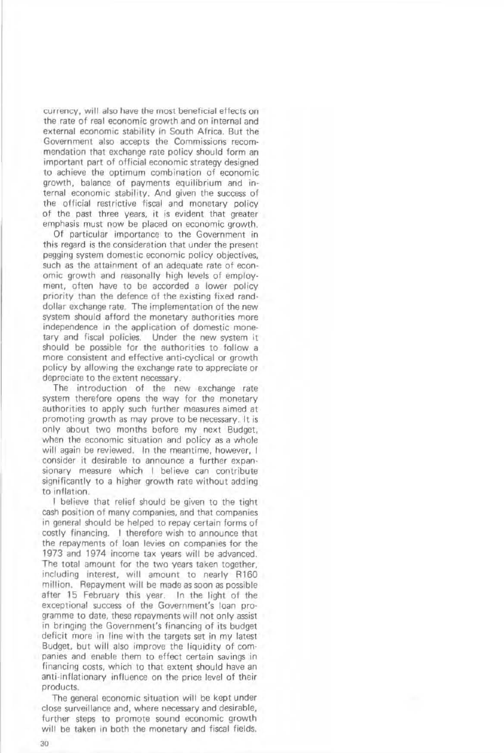currency, will also have the most beneficial effects on the rate of real economic growth and on internal and external economic stability in South Africa. But the Government also accepts the Commissions recommendation that exchange rate policy should form an important part of official economic strategy designed to achieve the optimum combination of economic growth, balance of payments equilibrium and internal economic stability. And given the success of the official restrictive fiscal and monetary policy of the past three years, it is evident that greater emphasis must now be placed on economic growth.

Of particular importance to the Government in this regard is the consideration that under the present pegging system domestic economic policy objectives, such as the attainment of an adequate rate of economic growth and reasonally high levels of employment, often have to be accorded a lower policy priority than the defence of the existing fixed rand-dollar exchange rate. The implementation of the new system should afford the monetary authorities more independence in the application of domestic monetary and fiscal policies. Under the new system it should be possible for the authorities to follow a more consistent and effective anti-cyclical or growth policy by allowing the exchange rate to appreciate or depreciate to the extent necessary.

The introduction of the new exchange rate system therefore opens the way for the monetary authorities to apply such further measures aimed at promoting growth as may prove to be necessary. It is only about two months before my next Budget, when the economic situation and policy as a whole will again be reviewed. In the meantime, however, I consider it desirable to announce a further expansionary measure which I believe can contribute significantly to a higher growth rate without adding to inflation.

I believe that relief should be given to the tight cash position of many companies, and that companies in general should be helped to repay certain forms of costly financing. I therefore wish to announce that the repayments of loan levies on companies for the 1973 and 1974 income tax years will be advanced. The total amount for the two years taken together, including interest, will amount to nearly R160 million. Repayment will be made as soon as possible after 15 February this year. In the light of the exceptional success of the Government's loan programme to date, these repayments will not only assist in bringing the Government's financing of its budget deficit more in line with the targets set in my latest Budget, but will also improve the liquidity of companies and enable them to effect certain savings in financing costs, which to that extent should have an anti-inflationary influence on the price level of their products.

The general economic situation will be kept under close surveillance and, where necessary and desirable, further steps to promote sound economic growth will be taken in both the monetary and fiscal fields.